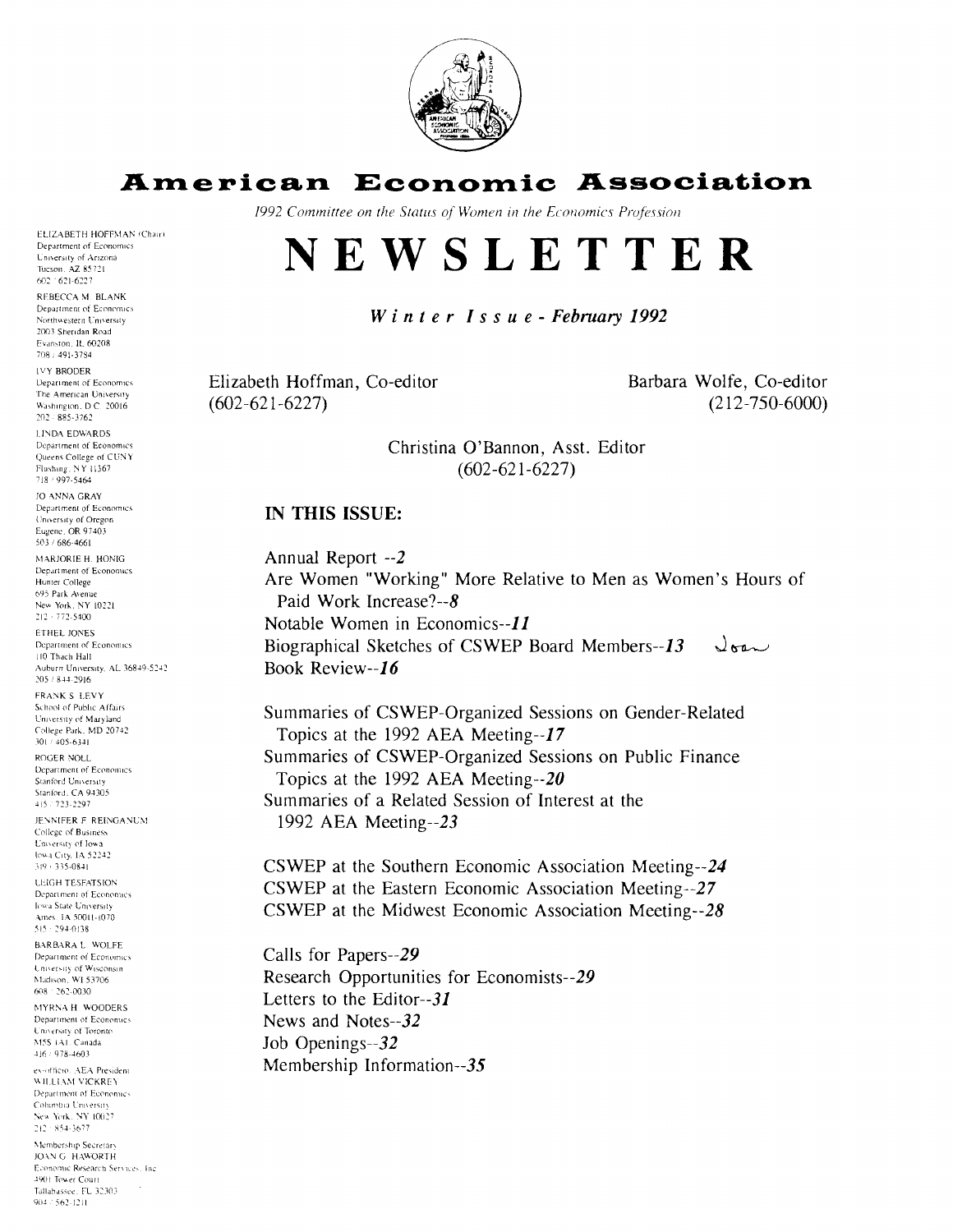# American Economic Association

*1992 Committee on the Status of Women in the Economics Profession*

# NEWSLETTER

***Winter Issue - February 1992***

Elizabeth Hoffman, Co-editor (602-621-6227)

Barbara Wolfe, Co-editor (212-750-6000)

Christina O'Bannon, Asst. Editor (602-621-6227)

ELIZABETH HOFFMAN (Chair)
Department of Economics
University of Arizona
Tucson, AZ 85721
602 / 621-6227

REBECCA M. BLANK
Department of Economics
Northwestern University
2003 Sheridan Road
Evanston, IL 60208
708 / 491-3784

IVY BRODER
Department of Economics
The American University
Washington, D.C. 20016
202 / 885-3762

LINDA EDWARDS
Department of Economics
Queens College of CUNY
Flushing, NY 11367
718 / 997-5464

JO ANNA GRAY
Department of Economics
University of Oregon
Eugene, OR 97403
503 / 686-4661

MARJORIE H. HONIG
Department of Economics
Hunter College
695 Park Avenue
New York, NY 10221
212 / 772-5400

ETHEL JONES
Department of Economics
110 Thach Hall
Auburn University, AL 36849-5242
205 / 844-2916

FRANK S. LEVY
School of Public Affairs
University of Maryland
College Park, MD 20742
301 / 405-6341

ROGER NOLL
Department of Economics
Stanford University
Stanford, CA 94305
415 / 723-2297

JENNIFER F. REINGANUM
College of Business
University of Iowa
Iowa City, IA 52242
319 / 335-0841

LEIGH TESFATSION
Department of Economics
Iowa State University
Ames, IA 50011-1070
515 / 294-0138

BARBARA L. WOLFE
Department of Economics
University of Wisconsin
Madison, WI 53706
608 / 262-0030

MYRNA H. WOODERS
Department of Economics
University of Toronto
M5S 1A1, Canada
416 / 978-4603

ex-officio, AEA President
WILLIAM VICKREY
Department of Economics
Columbia University
New York, NY 10027
212 / 854-3677

Membership Secretary
JOAN G. HAWORTH
Economic Research Services, Inc.
4901 Tower Court
Tallahassee, FL 32303
904 / 562-1211

**IN THIS ISSUE:**

Annual Report --*2*
Are Women "Working" More Relative to Men as Women's Hours of Paid Work Increase?--*8*
Notable Women in Economics--*11*
Biographical Sketches of CSWEP Board Members--*13* Joan
Book Review--*16*

Summaries of CSWEP-Organized Sessions on Gender-Related Topics at the 1992 AEA Meeting--*17*
Summaries of CSWEP-Organized Sessions on Public Finance Topics at the 1992 AEA Meeting--*20*
Summaries of a Related Session of Interest at the 1992 AEA Meeting--*23*

CSWEP at the Southern Economic Association Meeting--*24*
CSWEP at the Eastern Economic Association Meeting--*27*
CSWEP at the Midwest Economic Association Meeting--*28*

Calls for Papers--*29*
Research Opportunities for Economists--*29*
Letters to the Editor--*31*
News and Notes--*32*
Job Openings--*32*
Membership Information--*35*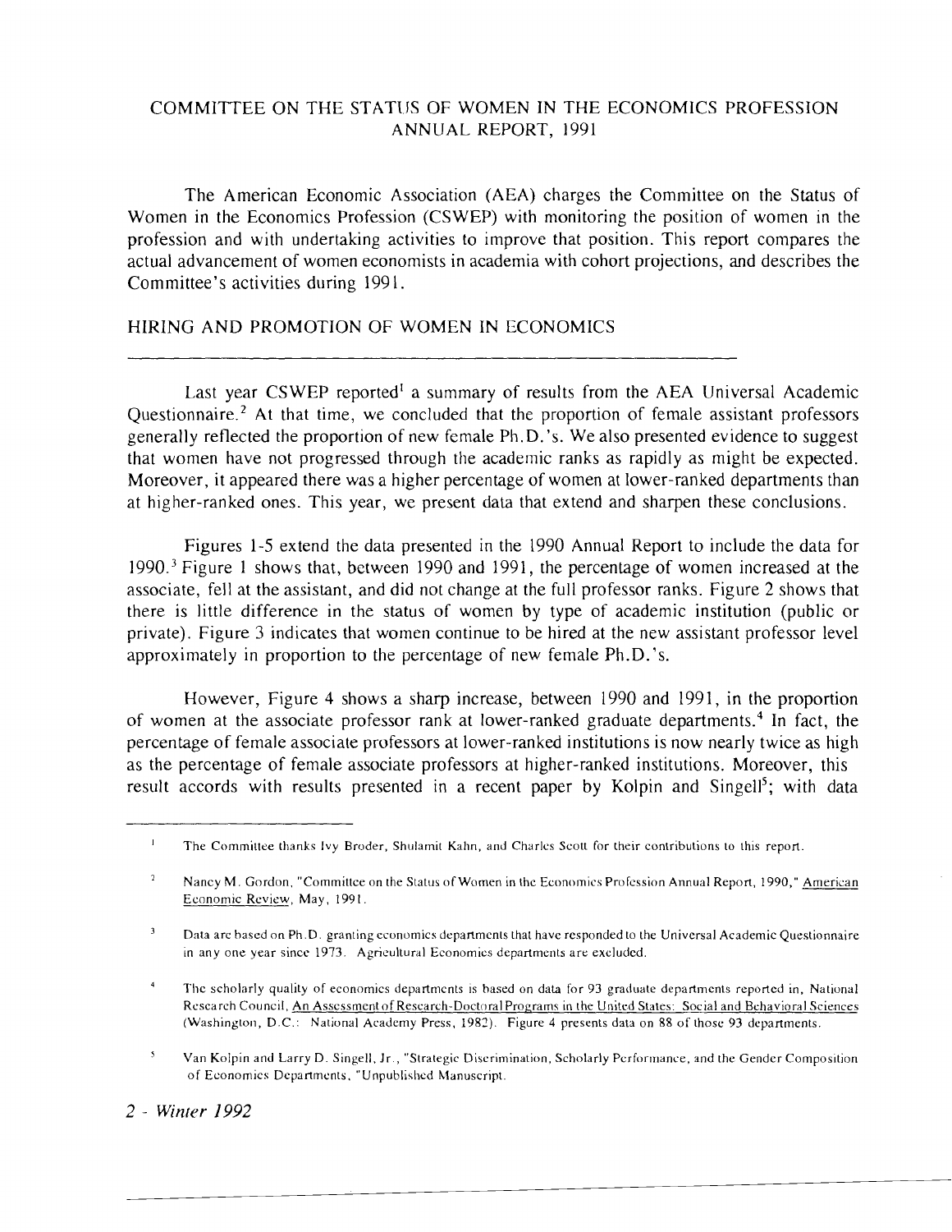# COMMITTEE ON THE STATUS OF WOMEN IN THE ECONOMICS PROFESSION ANNUAL REPORT, 1991

The American Economic Association (AEA) charges the Committee on the Status of Women in the Economics Profession (CSWEP) with monitoring the position of women in the profession and with undertaking activities to improve that position. This report compares the actual advancement of women economists in academia with cohort projections, and describes the Committee's activities during 1991.

## HIRING AND PROMOTION OF WOMEN IN ECONOMICS

Last year CSWEP reported[1] a summary of results from the AEA Universal Academic Questionnaire.[2] At that time, we concluded that the proportion of female assistant professors generally reflected the proportion of new female Ph.D.'s. We also presented evidence to suggest that women have not progressed through the academic ranks as rapidly as might be expected. Moreover, it appeared there was a higher percentage of women at lower-ranked departments than at higher-ranked ones. This year, we present data that extend and sharpen these conclusions.

Figures 1-5 extend the data presented in the 1990 Annual Report to include the data for 1990.[3] Figure 1 shows that, between 1990 and 1991, the percentage of women increased at the associate, fell at the assistant, and did not change at the full professor ranks. Figure 2 shows that there is little difference in the status of women by type of academic institution (public or private). Figure 3 indicates that women continue to be hired at the new assistant professor level approximately in proportion to the percentage of new female Ph.D.'s.

However, Figure 4 shows a sharp increase, between 1990 and 1991, in the proportion of women at the associate professor rank at lower-ranked graduate departments.[4] In fact, the percentage of female associate professors at lower-ranked institutions is now nearly twice as high as the percentage of female associate professors at higher-ranked institutions. Moreover, this result accords with results presented in a recent paper by Kolpin and Singell[5]; with data

---

[1] The Committee thanks Ivy Broder, Shulamit Kahn, and Charles Scott for their contributions to this report.

[2] Nancy M. Gordon, "Committee on the Status of Women in the Economics Profession Annual Report, 1990," American Economic Review, May, 1991.

[3] Data are based on Ph.D. granting economics departments that have responded to the Universal Academic Questionnaire in any one year since 1973. Agricultural Economics departments are excluded.

[4] The scholarly quality of economics departments is based on data for 93 graduate departments reported in, National Research Council, An Assessment of Research-Doctoral Programs in the United States: Social and Behavioral Sciences (Washington, D.C.: National Academy Press, 1982). Figure 4 presents data on 88 of those 93 departments.

[5] Van Kolpin and Larry D. Singell, Jr., "Strategic Discrimination, Scholarly Performance, and the Gender Composition of Economics Departments," Unpublished Manuscript.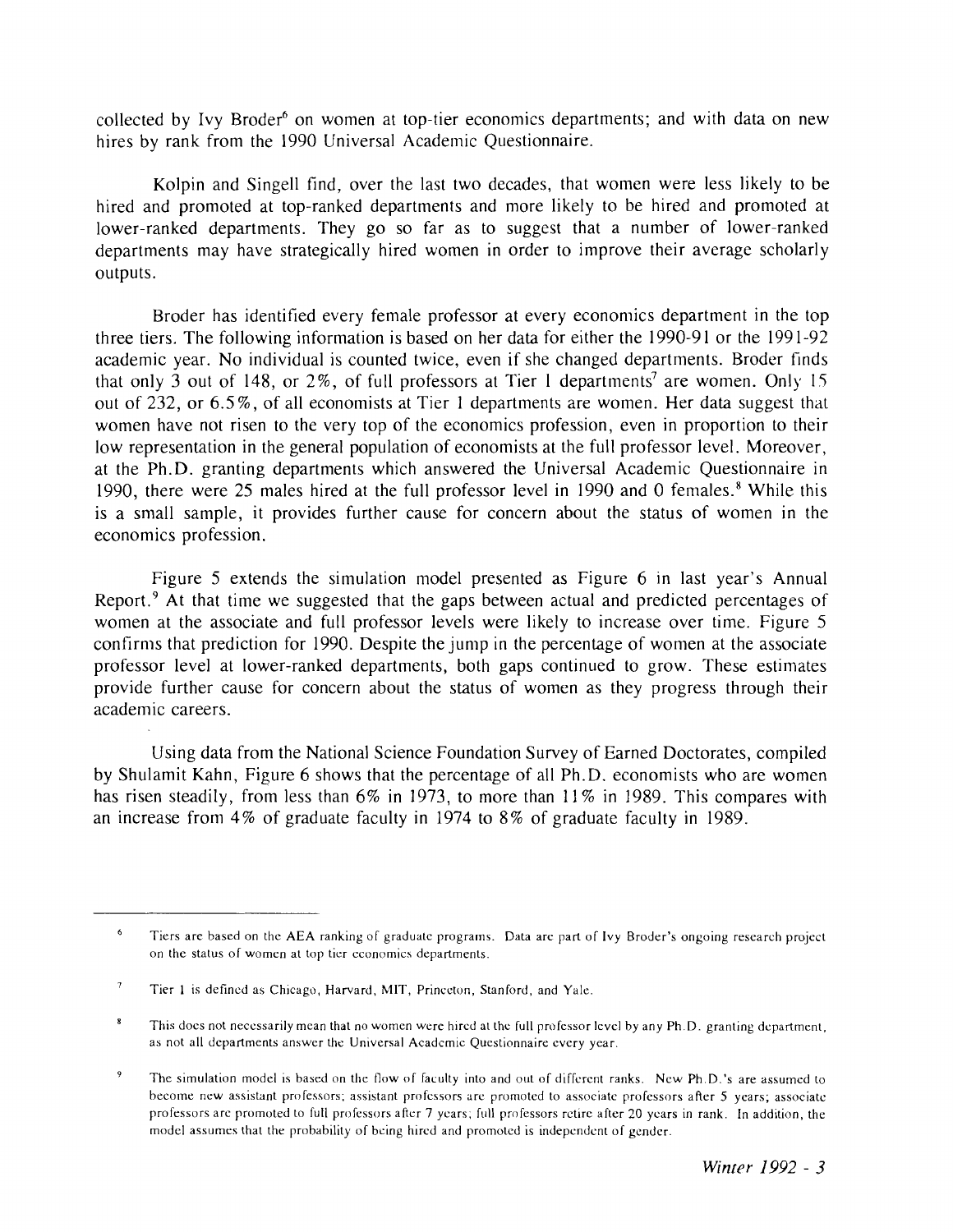collected by Ivy Broder[6] on women at top-tier economics departments; and with data on new hires by rank from the 1990 Universal Academic Questionnaire.

Kolpin and Singell find, over the last two decades, that women were less likely to be hired and promoted at top-ranked departments and more likely to be hired and promoted at lower-ranked departments. They go so far as to suggest that a number of lower-ranked departments may have strategically hired women in order to improve their average scholarly outputs.

Broder has identified every female professor at every economics department in the top three tiers. The following information is based on her data for either the 1990-91 or the 1991-92 academic year. No individual is counted twice, even if she changed departments. Broder finds that only 3 out of 148, or 2%, of full professors at Tier 1 departments[7] are women. Only 15 out of 232, or 6.5%, of all economists at Tier 1 departments are women. Her data suggest that women have not risen to the very top of the economics profession, even in proportion to their low representation in the general population of economists at the full professor level. Moreover, at the Ph.D. granting departments which answered the Universal Academic Questionnaire in 1990, there were 25 males hired at the full professor level in 1990 and 0 females.[8] While this is a small sample, it provides further cause for concern about the status of women in the economics profession.

Figure 5 extends the simulation model presented as Figure 6 in last year's Annual Report.[9] At that time we suggested that the gaps between actual and predicted percentages of women at the associate and full professor levels were likely to increase over time. Figure 5 confirms that prediction for 1990. Despite the jump in the percentage of women at the associate professor level at lower-ranked departments, both gaps continued to grow. These estimates provide further cause for concern about the status of women as they progress through their academic careers.

Using data from the National Science Foundation Survey of Earned Doctorates, compiled by Shulamit Kahn, Figure 6 shows that the percentage of all Ph.D. economists who are women has risen steadily, from less than 6% in 1973, to more than 11% in 1989. This compares with an increase from 4% of graduate faculty in 1974 to 8% of graduate faculty in 1989.

---

[6] Tiers are based on the AEA ranking of graduate programs. Data are part of Ivy Broder's ongoing research project on the status of women at top tier economics departments.

[7] Tier 1 is defined as Chicago, Harvard, MIT, Princeton, Stanford, and Yale.

[8] This does not necessarily mean that no women were hired at the full professor level by any Ph.D. granting department, as not all departments answer the Universal Academic Questionnaire every year.

[9] The simulation model is based on the flow of faculty into and out of different ranks. New Ph.D.'s are assumed to become new assistant professors; assistant professors are promoted to associate professors after 5 years; associate professors are promoted to full professors after 7 years; full professors retire after 20 years in rank. In addition, the model assumes that the probability of being hired and promoted is independent of gender.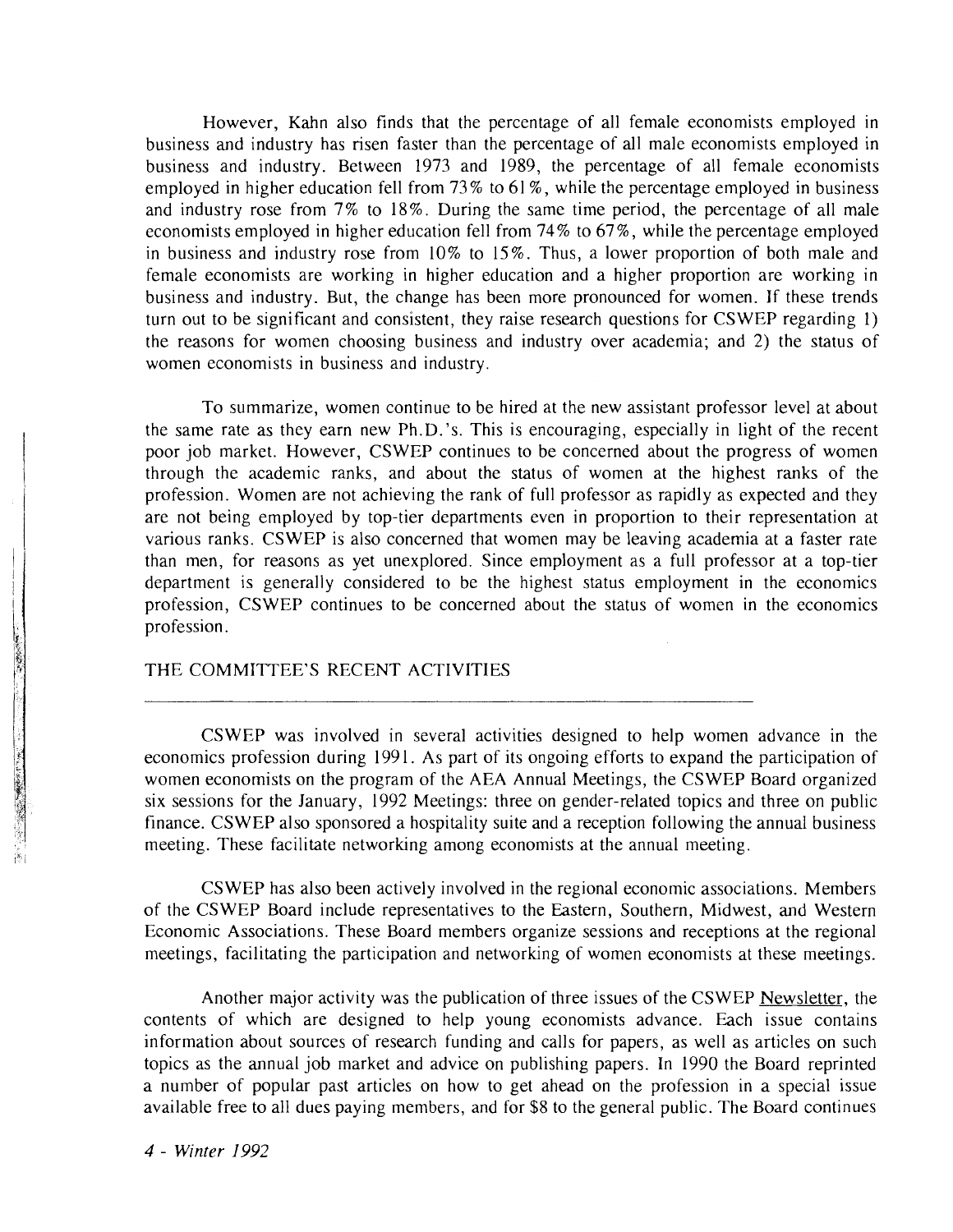However, Kahn also finds that the percentage of all female economists employed in business and industry has risen faster than the percentage of all male economists employed in business and industry. Between 1973 and 1989, the percentage of all female economists employed in higher education fell from 73% to 61%, while the percentage employed in business and industry rose from 7% to 18%. During the same time period, the percentage of all male economists employed in higher education fell from 74% to 67%, while the percentage employed in business and industry rose from 10% to 15%. Thus, a lower proportion of both male and female economists are working in higher education and a higher proportion are working in business and industry. But, the change has been more pronounced for women. If these trends turn out to be significant and consistent, they raise research questions for CSWEP regarding 1) the reasons for women choosing business and industry over academia; and 2) the status of women economists in business and industry.

To summarize, women continue to be hired at the new assistant professor level at about the same rate as they earn new Ph.D.'s. This is encouraging, especially in light of the recent poor job market. However, CSWEP continues to be concerned about the progress of women through the academic ranks, and about the status of women at the highest ranks of the profession. Women are not achieving the rank of full professor as rapidly as expected and they are not being employed by top-tier departments even in proportion to their representation at various ranks. CSWEP is also concerned that women may be leaving academia at a faster rate than men, for reasons as yet unexplored. Since employment as a full professor at a top-tier department is generally considered to be the highest status employment in the economics profession, CSWEP continues to be concerned about the status of women in the economics profession.

## THE COMMITTEE'S RECENT ACTIVITIES

CSWEP was involved in several activities designed to help women advance in the economics profession during 1991. As part of its ongoing efforts to expand the participation of women economists on the program of the AEA Annual Meetings, the CSWEP Board organized six sessions for the January, 1992 Meetings: three on gender-related topics and three on public finance. CSWEP also sponsored a hospitality suite and a reception following the annual business meeting. These facilitate networking among economists at the annual meeting.

CSWEP has also been actively involved in the regional economic associations. Members of the CSWEP Board include representatives to the Eastern, Southern, Midwest, and Western Economic Associations. These Board members organize sessions and receptions at the regional meetings, facilitating the participation and networking of women economists at these meetings.

Another major activity was the publication of three issues of the CSWEP Newsletter, the contents of which are designed to help young economists advance. Each issue contains information about sources of research funding and calls for papers, as well as articles on such topics as the annual job market and advice on publishing papers. In 1990 the Board reprinted a number of popular past articles on how to get ahead on the profession in a special issue available free to all dues paying members, and for $8 to the general public. The Board continues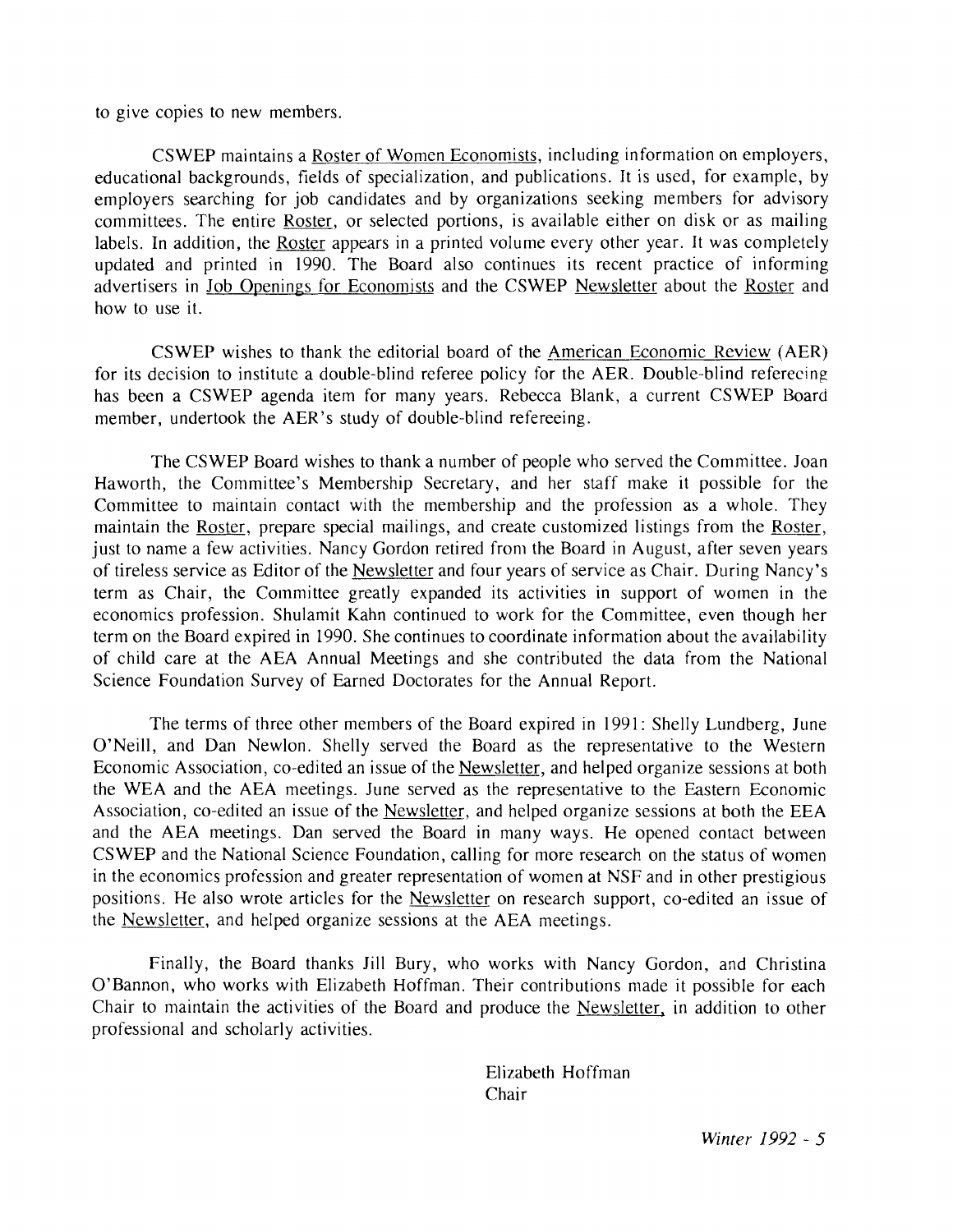to give copies to new members.

CSWEP maintains a Roster of Women Economists, including information on employers, educational backgrounds, fields of specialization, and publications. It is used, for example, by employers searching for job candidates and by organizations seeking members for advisory committees. The entire Roster, or selected portions, is available either on disk or as mailing labels. In addition, the Roster appears in a printed volume every other year. It was completely updated and printed in 1990. The Board also continues its recent practice of informing advertisers in Job Openings for Economists and the CSWEP Newsletter about the Roster and how to use it.

CSWEP wishes to thank the editorial board of the American Economic Review (AER) for its decision to institute a double-blind referee policy for the AER. Double-blind refereeing has been a CSWEP agenda item for many years. Rebecca Blank, a current CSWEP Board member, undertook the AER's study of double-blind refereeing.

The CSWEP Board wishes to thank a number of people who served the Committee. Joan Haworth, the Committee's Membership Secretary, and her staff make it possible for the Committee to maintain contact with the membership and the profession as a whole. They maintain the Roster, prepare special mailings, and create customized listings from the Roster, just to name a few activities. Nancy Gordon retired from the Board in August, after seven years of tireless service as Editor of the Newsletter and four years of service as Chair. During Nancy's term as Chair, the Committee greatly expanded its activities in support of women in the economics profession. Shulamit Kahn continued to work for the Committee, even though her term on the Board expired in 1990. She continues to coordinate information about the availability of child care at the AEA Annual Meetings and she contributed the data from the National Science Foundation Survey of Earned Doctorates for the Annual Report.

The terms of three other members of the Board expired in 1991: Shelly Lundberg, June O'Neill, and Dan Newlon. Shelly served the Board as the representative to the Western Economic Association, co-edited an issue of the Newsletter, and helped organize sessions at both the WEA and the AEA meetings. June served as the representative to the Eastern Economic Association, co-edited an issue of the Newsletter, and helped organize sessions at both the EEA and the AEA meetings. Dan served the Board in many ways. He opened contact between CSWEP and the National Science Foundation, calling for more research on the status of women in the economics profession and greater representation of women at NSF and in other prestigious positions. He also wrote articles for the Newsletter on research support, co-edited an issue of the Newsletter, and helped organize sessions at the AEA meetings.

Finally, the Board thanks Jill Bury, who works with Nancy Gordon, and Christina O'Bannon, who works with Elizabeth Hoffman. Their contributions made it possible for each Chair to maintain the activities of the Board and produce the Newsletter, in addition to other professional and scholarly activities.

Elizabeth Hoffman
Chair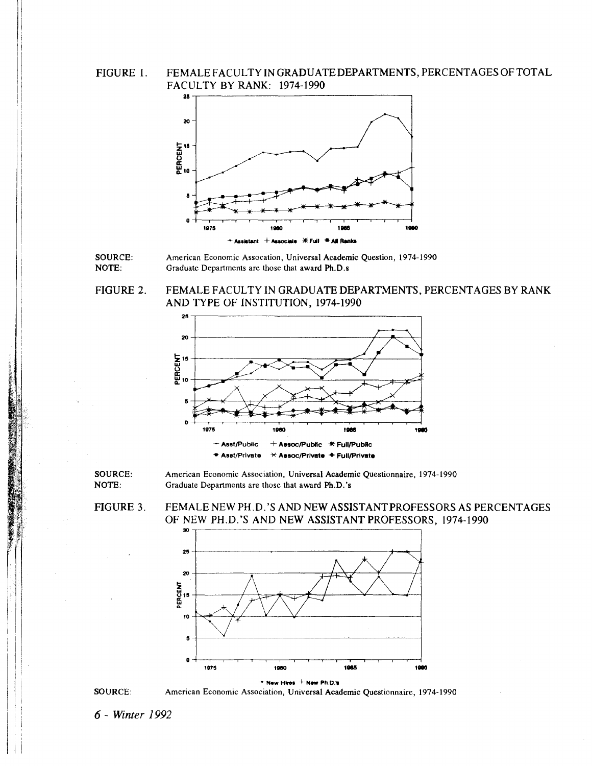FIGURE 1. FEMALE FACULTY IN GRADUATE DEPARTMENTS, PERCENTAGES OF TOTAL FACULTY BY RANK: 1974-1990

SOURCE: American Economic Assocation, Universal Academic Question, 1974-1990

NOTE: Graduate Departments are those that award Ph.D.s

FIGURE 2. FEMALE FACULTY IN GRADUATE DEPARTMENTS, PERCENTAGES BY RANK AND TYPE OF INSTITUTION, 1974-1990

SOURCE: American Economic Association, Universal Academic Questionnaire, 1974-1990

NOTE: Graduate Departments are those that award Ph.D.'s

FIGURE 3. FEMALE NEW PH.D.'S AND NEW ASSISTANT PROFESSORS AS PERCENTAGES OF NEW PH.D.'S AND NEW ASSISTANT PROFESSORS, 1974-1990

SOURCE: American Economic Association, Universal Academic Questionnaire, 1974-1990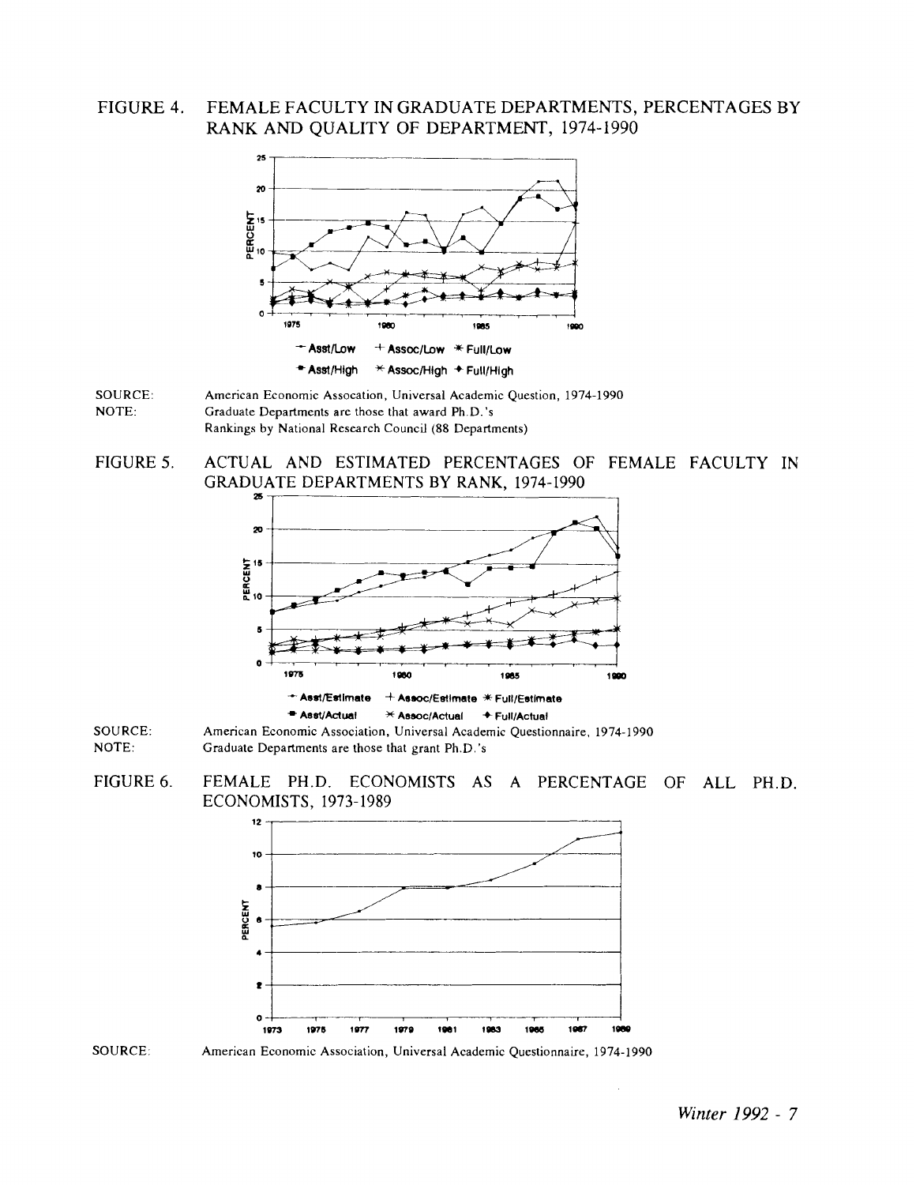FIGURE 4. FEMALE FACULTY IN GRADUATE DEPARTMENTS, PERCENTAGES BY RANK AND QUALITY OF DEPARTMENT, 1974-1990

SOURCE: American Economic Assocation, Universal Academic Question, 1974-1990

NOTE: Graduate Departments are those that award Ph.D.'s
Rankings by National Research Council (88 Departments)

FIGURE 5. ACTUAL AND ESTIMATED PERCENTAGES OF FEMALE FACULTY IN GRADUATE DEPARTMENTS BY RANK, 1974-1990

SOURCE: American Economic Association, Universal Academic Questionnaire, 1974-1990

NOTE: Graduate Departments are those that grant Ph.D.'s

FIGURE 6. FEMALE PH.D. ECONOMISTS AS A PERCENTAGE OF ALL PH.D. ECONOMISTS, 1973-1989

SOURCE: American Economic Association, Universal Academic Questionnaire, 1974-1990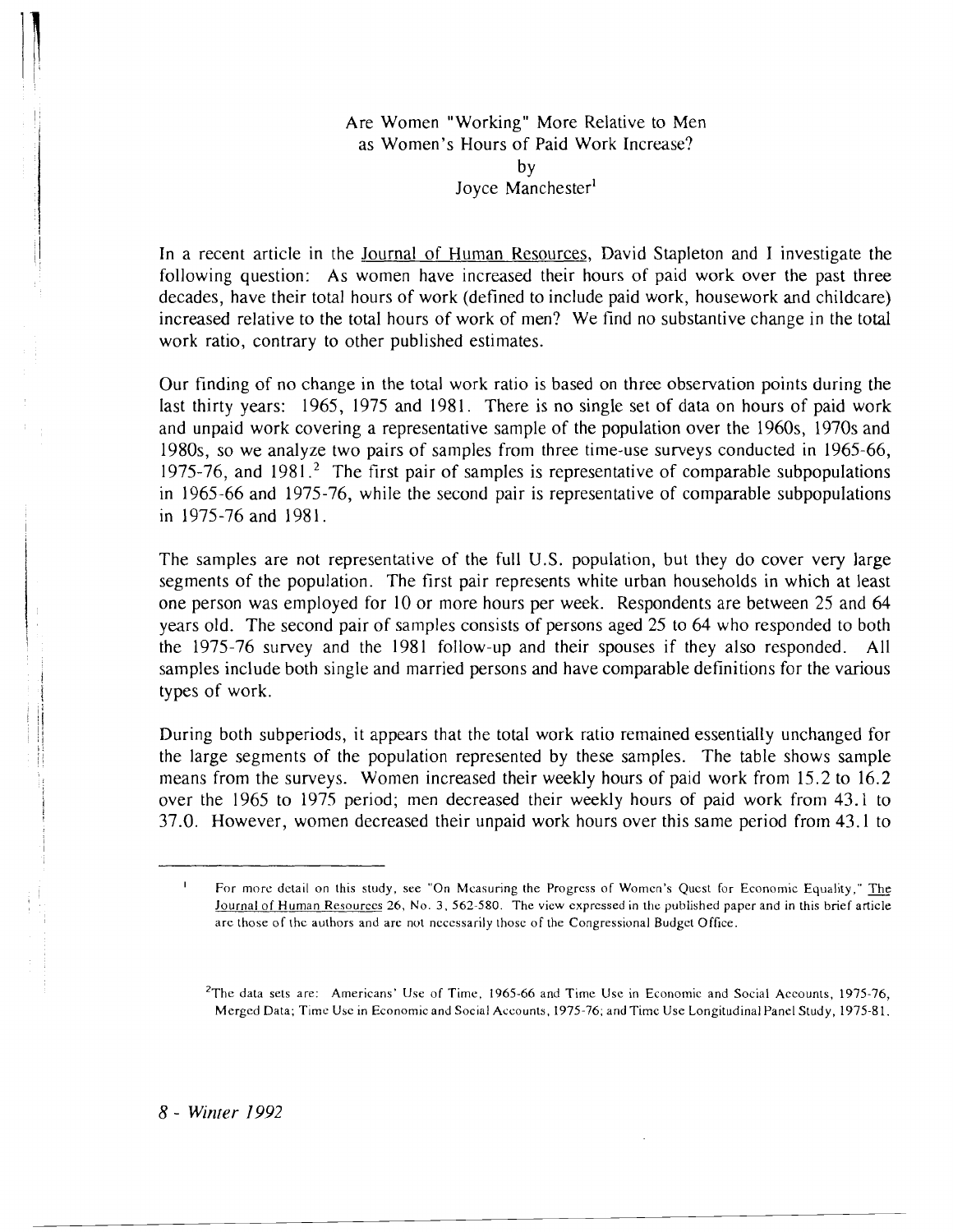# Are Women "Working" More Relative to Men as Women's Hours of Paid Work Increase?

by

Joyce Manchester[1]

In a recent article in the Journal of Human Resources, David Stapleton and I investigate the following question: As women have increased their hours of paid work over the past three decades, have their total hours of work (defined to include paid work, housework and childcare) increased relative to the total hours of work of men? We find no substantive change in the total work ratio, contrary to other published estimates.

Our finding of no change in the total work ratio is based on three observation points during the last thirty years: 1965, 1975 and 1981. There is no single set of data on hours of paid work and unpaid work covering a representative sample of the population over the 1960s, 1970s and 1980s, so we analyze two pairs of samples from three time-use surveys conducted in 1965-66, 1975-76, and 1981.[2] The first pair of samples is representative of comparable subpopulations in 1965-66 and 1975-76, while the second pair is representative of comparable subpopulations in 1975-76 and 1981.

The samples are not representative of the full U.S. population, but they do cover very large segments of the population. The first pair represents white urban households in which at least one person was employed for 10 or more hours per week. Respondents are between 25 and 64 years old. The second pair of samples consists of persons aged 25 to 64 who responded to both the 1975-76 survey and the 1981 follow-up and their spouses if they also responded. All samples include both single and married persons and have comparable definitions for the various types of work.

During both subperiods, it appears that the total work ratio remained essentially unchanged for the large segments of the population represented by these samples. The table shows sample means from the surveys. Women increased their weekly hours of paid work from 15.2 to 16.2 over the 1965 to 1975 period; men decreased their weekly hours of paid work from 43.1 to 37.0. However, women decreased their unpaid work hours over this same period from 43.1 to

---

[1] For more detail on this study, see "On Measuring the Progress of Women's Quest for Economic Equality," The Journal of Human Resources 26, No. 3, 562-580. The view expressed in the published paper and in this brief article are those of the authors and are not necessarily those of the Congressional Budget Office.

[2] The data sets are: Americans' Use of Time, 1965-66 and Time Use in Economic and Social Accounts, 1975-76, Merged Data; Time Use in Economic and Social Accounts, 1975-76; and Time Use Longitudinal Panel Study, 1975-81.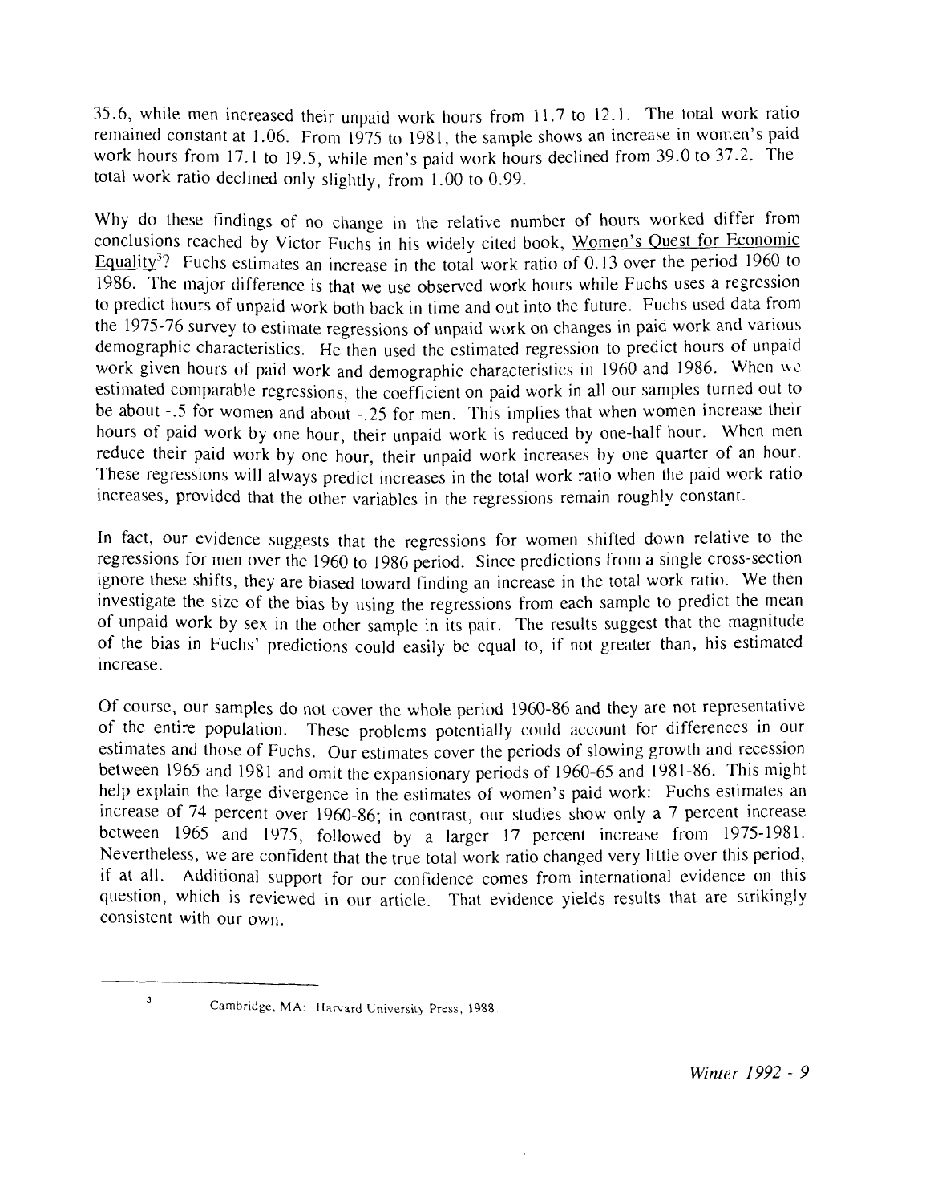35.6, while men increased their unpaid work hours from 11.7 to 12.1. The total work ratio remained constant at 1.06. From 1975 to 1981, the sample shows an increase in women's paid work hours from 17.1 to 19.5, while men's paid work hours declined from 39.0 to 37.2. The total work ratio declined only slightly, from 1.00 to 0.99.

Why do these findings of no change in the relative number of hours worked differ from conclusions reached by Victor Fuchs in his widely cited book, Women's Quest for Economic Equality[3]? Fuchs estimates an increase in the total work ratio of 0.13 over the period 1960 to 1986. The major difference is that we use observed work hours while Fuchs uses a regression to predict hours of unpaid work both back in time and out into the future. Fuchs used data from the 1975-76 survey to estimate regressions of unpaid work on changes in paid work and various demographic characteristics. He then used the estimated regression to predict hours of unpaid work given hours of paid work and demographic characteristics in 1960 and 1986. When we estimated comparable regressions, the coefficient on paid work in all our samples turned out to be about -.5 for women and about -.25 for men. This implies that when women increase their hours of paid work by one hour, their unpaid work is reduced by one-half hour. When men reduce their paid work by one hour, their unpaid work increases by one quarter of an hour. These regressions will always predict increases in the total work ratio when the paid work ratio increases, provided that the other variables in the regressions remain roughly constant.

In fact, our evidence suggests that the regressions for women shifted down relative to the regressions for men over the 1960 to 1986 period. Since predictions from a single cross-section ignore these shifts, they are biased toward finding an increase in the total work ratio. We then investigate the size of the bias by using the regressions from each sample to predict the mean of unpaid work by sex in the other sample in its pair. The results suggest that the magnitude of the bias in Fuchs' predictions could easily be equal to, if not greater than, his estimated increase.

Of course, our samples do not cover the whole period 1960-86 and they are not representative of the entire population. These problems potentially could account for differences in our estimates and those of Fuchs. Our estimates cover the periods of slowing growth and recession between 1965 and 1981 and omit the expansionary periods of 1960-65 and 1981-86. This might help explain the large divergence in the estimates of women's paid work: Fuchs estimates an increase of 74 percent over 1960-86; in contrast, our studies show only a 7 percent increase between 1965 and 1975, followed by a larger 17 percent increase from 1975-1981. Nevertheless, we are confident that the true total work ratio changed very little over this period, if at all. Additional support for our confidence comes from international evidence on this question, which is reviewed in our article. That evidence yields results that are strikingly consistent with our own.

---

[3] Cambridge, MA: Harvard University Press, 1988.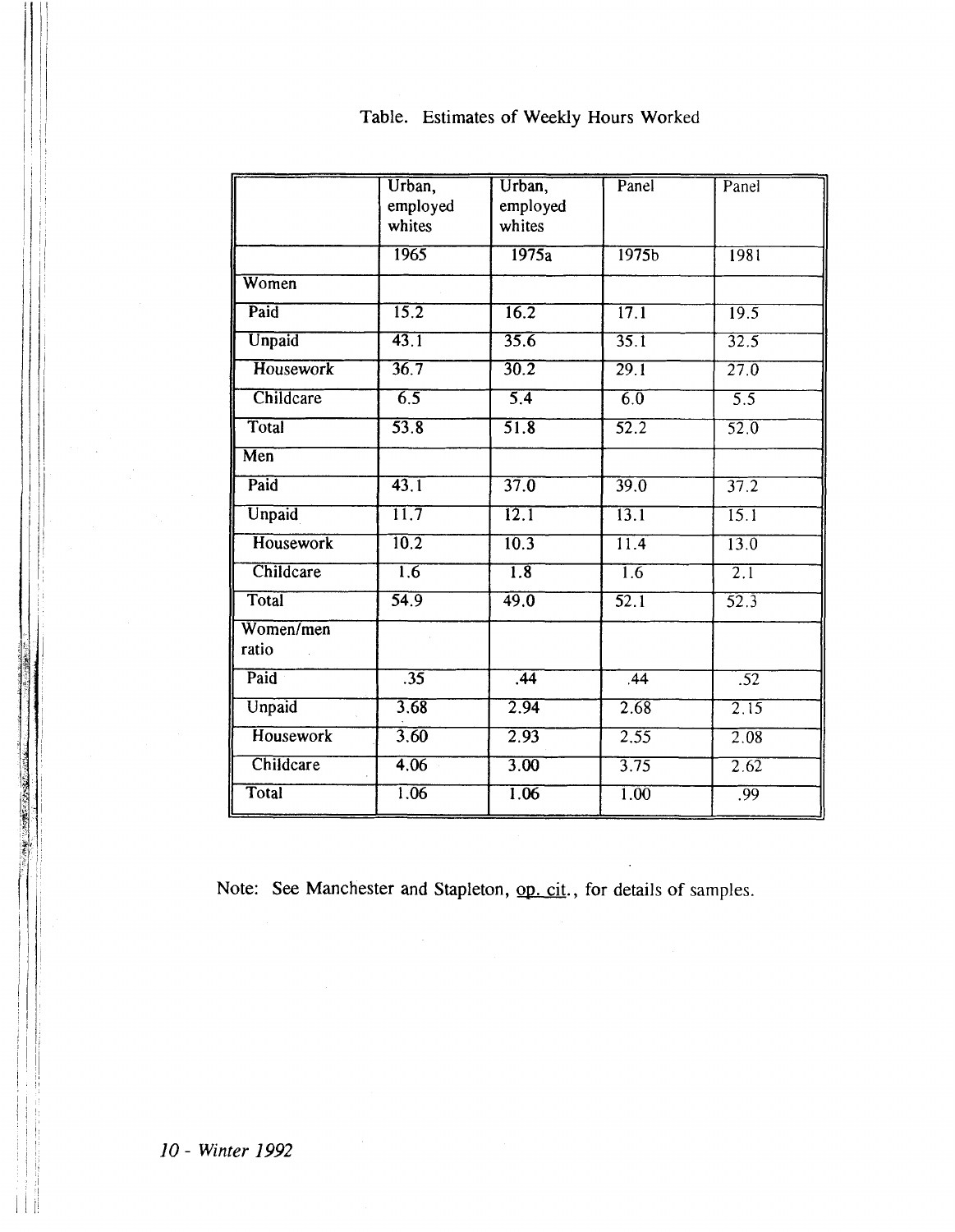Table. Estimates of Weekly Hours Worked

| | Urban, employed whites | Urban, employed whites | Panel | Panel |
|---|---|---|---|---|
| | 1965 | 1975a | 1975b | 1981 |
| Women | | | | |
| Paid | 15.2 | 16.2 | 17.1 | 19.5 |
| Unpaid | 43.1 | 35.6 | 35.1 | 32.5 |
| Housework | 36.7 | 30.2 | 29.1 | 27.0 |
| Childcare | 6.5 | 5.4 | 6.0 | 5.5 |
| Total | 53.8 | 51.8 | 52.2 | 52.0 |
| Men | | | | |
| Paid | 43.1 | 37.0 | 39.0 | 37.2 |
| Unpaid | 11.7 | 12.1 | 13.1 | 15.1 |
| Housework | 10.2 | 10.3 | 11.4 | 13.0 |
| Childcare | 1.6 | 1.8 | 1.6 | 2.1 |
| Total | 54.9 | 49.0 | 52.1 | 52.3 |
| Women/men ratio | | | | |
| Paid | .35 | .44 | .44 | .52 |
| Unpaid | 3.68 | 2.94 | 2.68 | 2.15 |
| Housework | 3.60 | 2.93 | 2.55 | 2.08 |
| Childcare | 4.06 | 3.00 | 3.75 | 2.62 |
| Total | 1.06 | 1.06 | 1.00 | .99 |

Note: See Manchester and Stapleton, op. cit., for details of samples.